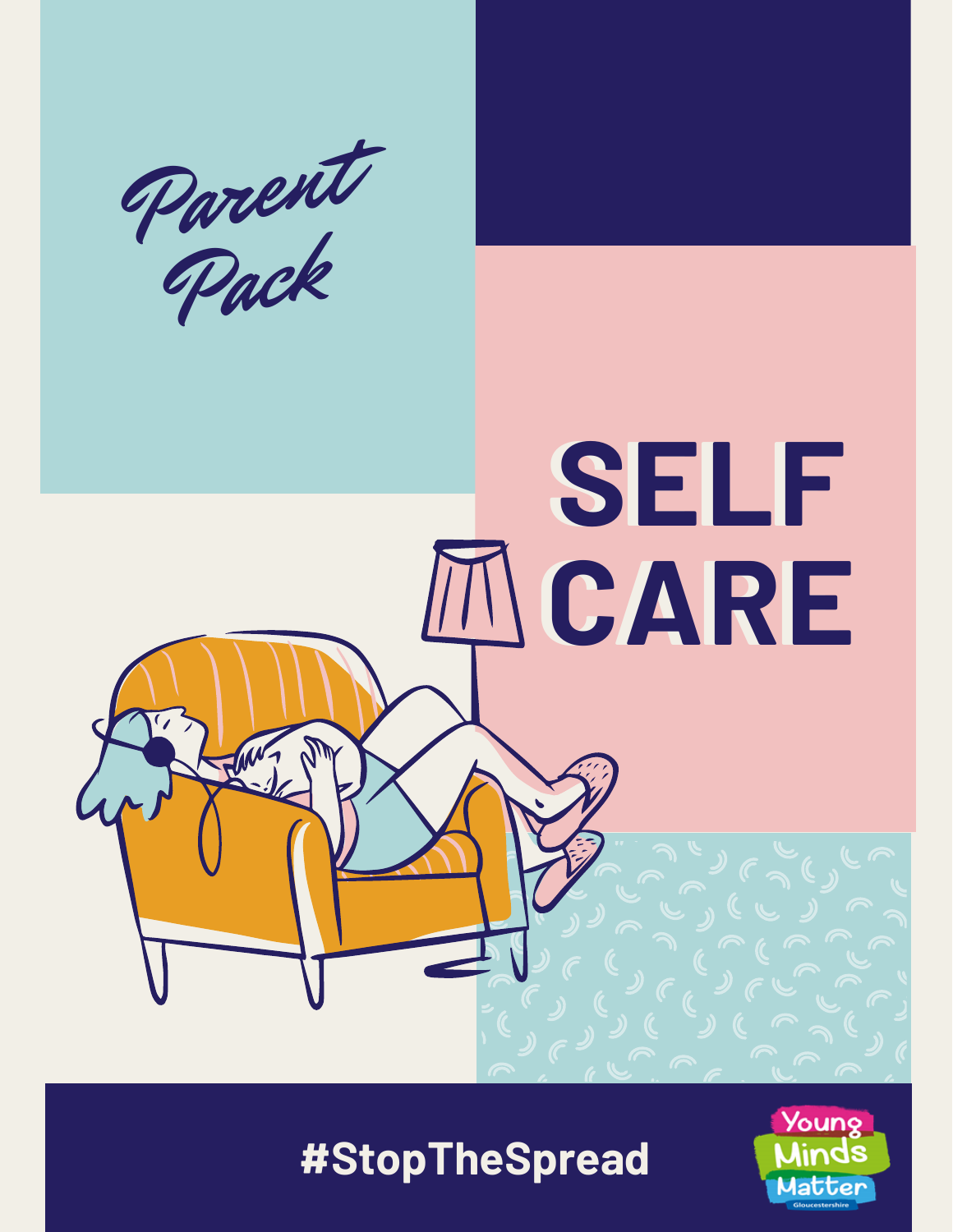*Parent Pack*

# SELF CARE

**#StopTheSpread**

Young Minds Matter Gloucestershire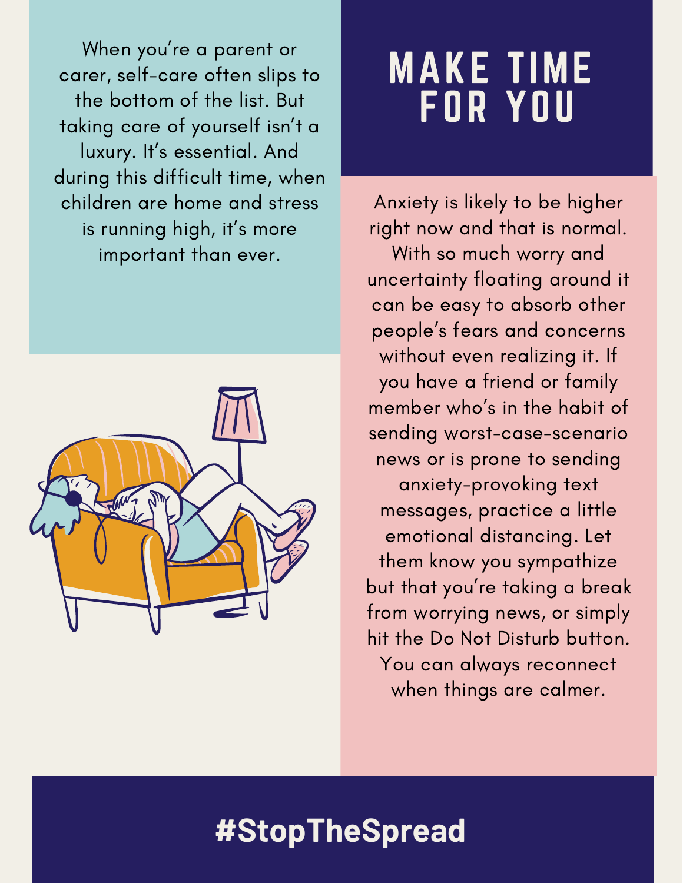# MAKE TIME FOR YOU

When you're a parent or carer, self-care often slips to the bottom of the list. But taking care of yourself isn't a luxury. It's essential. And during this difficult time, when children are home and stress is running high, it's more important than ever.

Anxiety is likely to be higher right now and that is normal. With so much worry and uncertainty floating around it can be easy to absorb other people's fears and concerns without even realizing it. If you have a friend or family member who's in the habit of sending worst-case-scenario news or is prone to sending anxiety-provoking text messages, practice a little emotional distancing. Let them know you sympathize but that you're taking a break from worrying news, or simply hit the Do Not Disturb button. You can always reconnect when things are calmer.

**#StopTheSpread**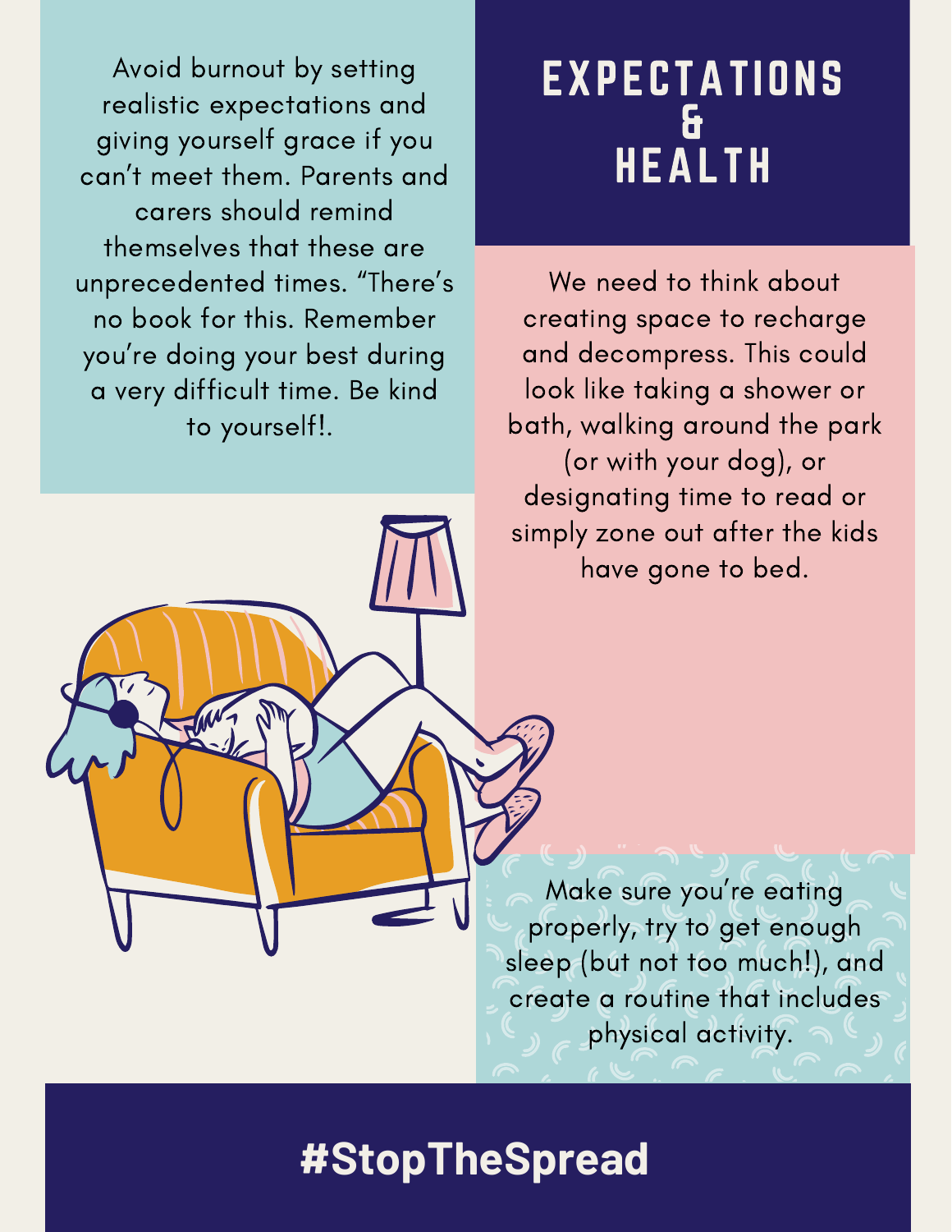# EXPECTATIONS & HEALTH

Avoid burnout by setting realistic expectations and giving yourself grace if you can't meet them. Parents and carers should remind themselves that these are unprecedented times. "There's no book for this. Remember you're doing your best during a very difficult time. Be kind to yourself!.

We need to think about creating space to recharge and decompress. This could look like taking a shower or bath, walking around the park (or with your dog), or designating time to read or simply zone out after the kids have gone to bed.

Make sure you're eating properly, try to get enough sleep (but not too much!), and create a routine that includes physical activity.

**#StopTheSpread**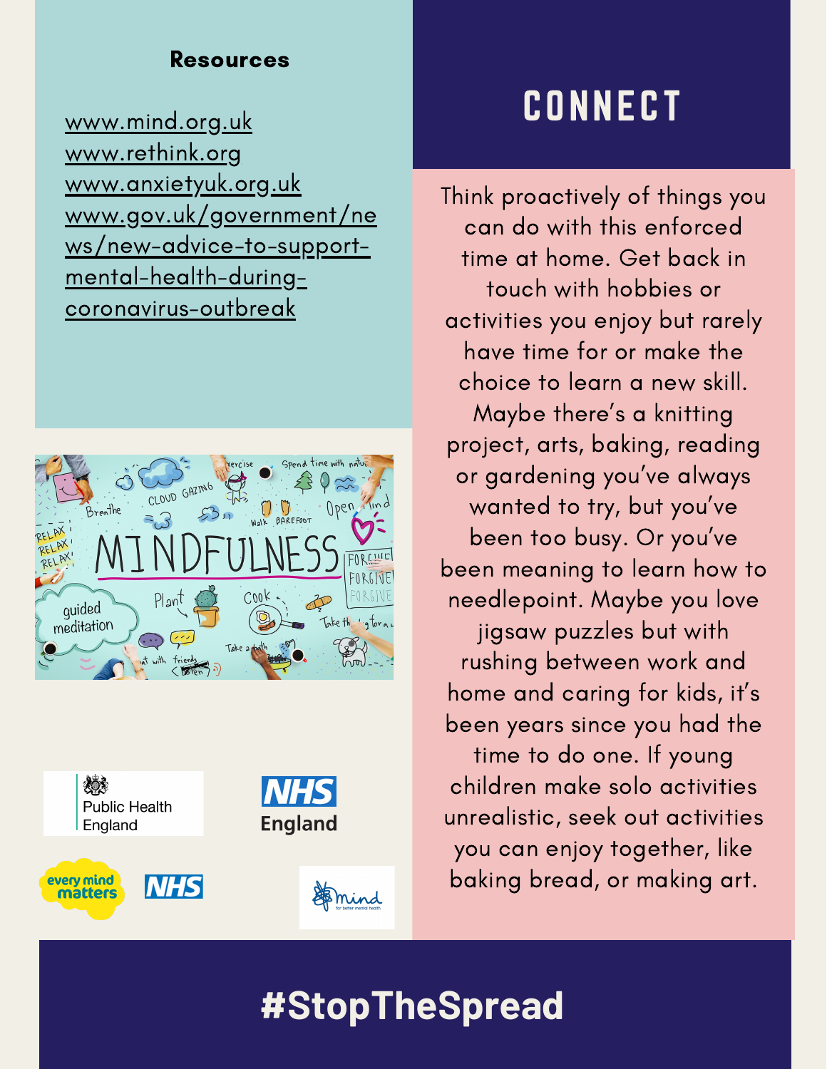**Resources**

www.mind.org.uk
www.rethink.org
www.anxietyuk.org.uk
www.gov.uk/government/news/new-advice-to-support-mental-health-during-coronavirus-outbreak

# CONNECT

Think proactively of things you can do with this enforced time at home. Get back in touch with hobbies or activities you enjoy but rarely have time for or make the choice to learn a new skill. Maybe there's a knitting project, arts, baking, reading or gardening you've always wanted to try, but you've been too busy. Or you've been meaning to learn how to needlepoint. Maybe you love jigsaw puzzles but with rushing between work and home and caring for kids, it's been years since you had the time to do one. If young children make solo activities unrealistic, seek out activities you can enjoy together, like baking bread, or making art.

Public Health England

NHS England

every mind matters

NHS

mind for better mental health

**#StopTheSpread**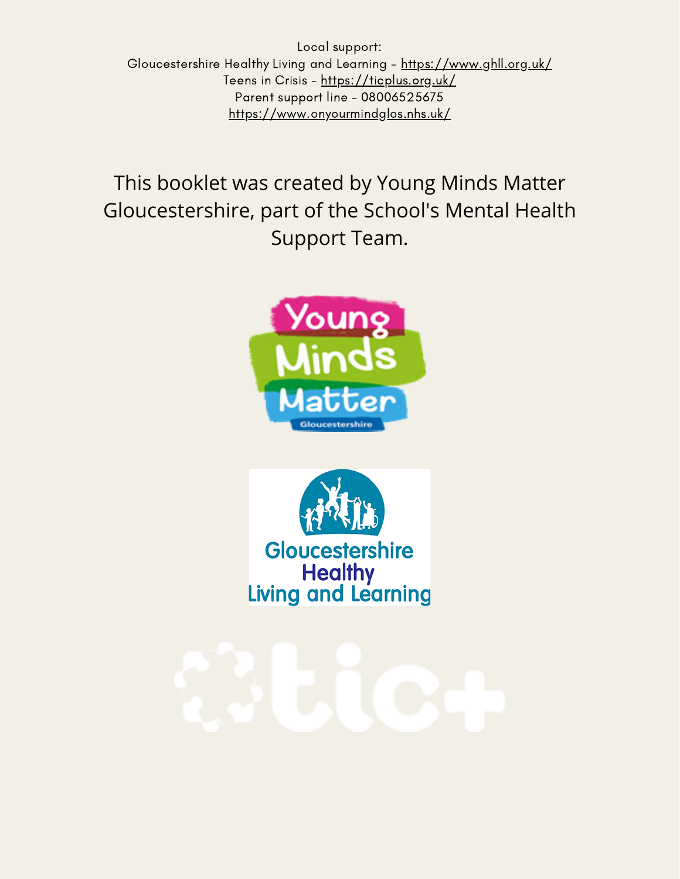Local support:
Gloucestershire Healthy Living and Learning - https://www.ghll.org.uk/
Teens in Crisis - https://ticplus.org.uk/
Parent support line - 08006525675
https://www.onyourmindglos.nhs.uk/

This booklet was created by Young Minds Matter Gloucestershire, part of the School's Mental Health Support Team.